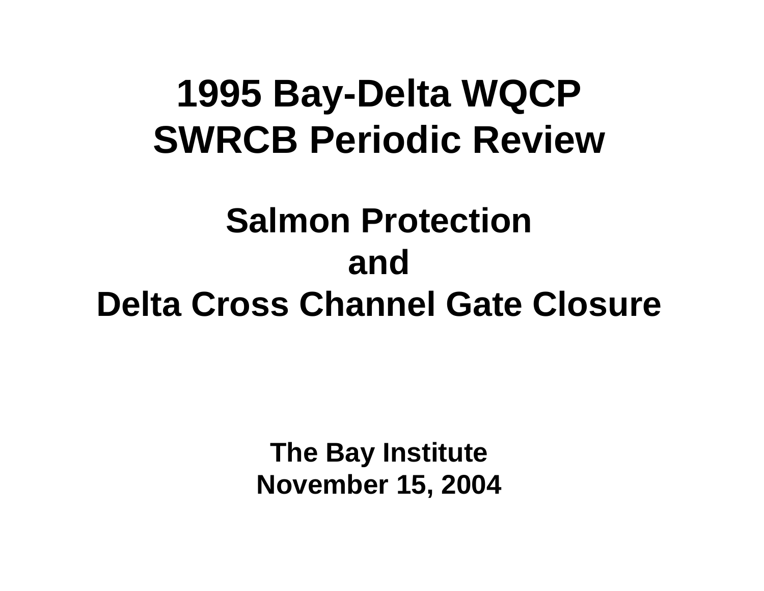# 1995 Bay-Delta WQCP
# SWRCB Periodic Review

## Salmon Protection
## and
## Delta Cross Channel Gate Closure

**The Bay Institute**
**November 15, 2004**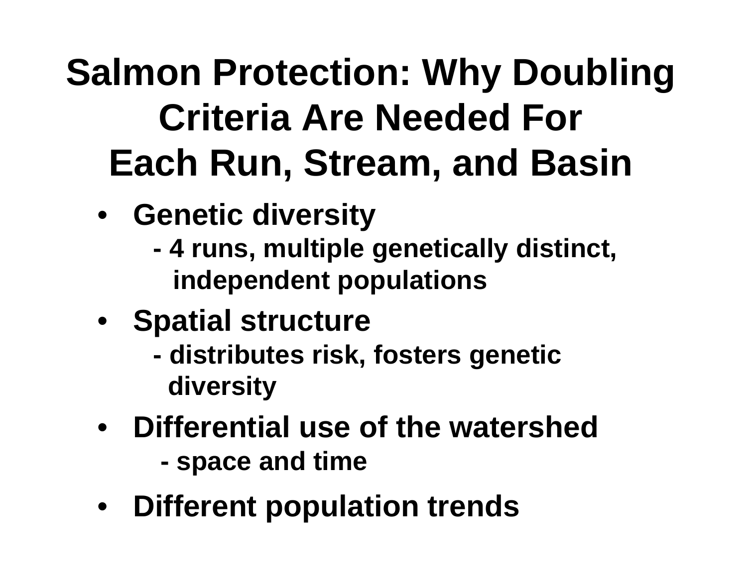# Salmon Protection: Why Doubling Criteria Are Needed For Each Run, Stream, and Basin

- **Genetic diversity**
  - **4 runs, multiple genetically distinct, independent populations**
- **Spatial structure**
  - **distributes risk, fosters genetic diversity**
- **Differential use of the watershed**
  - **space and time**
- **Different population trends**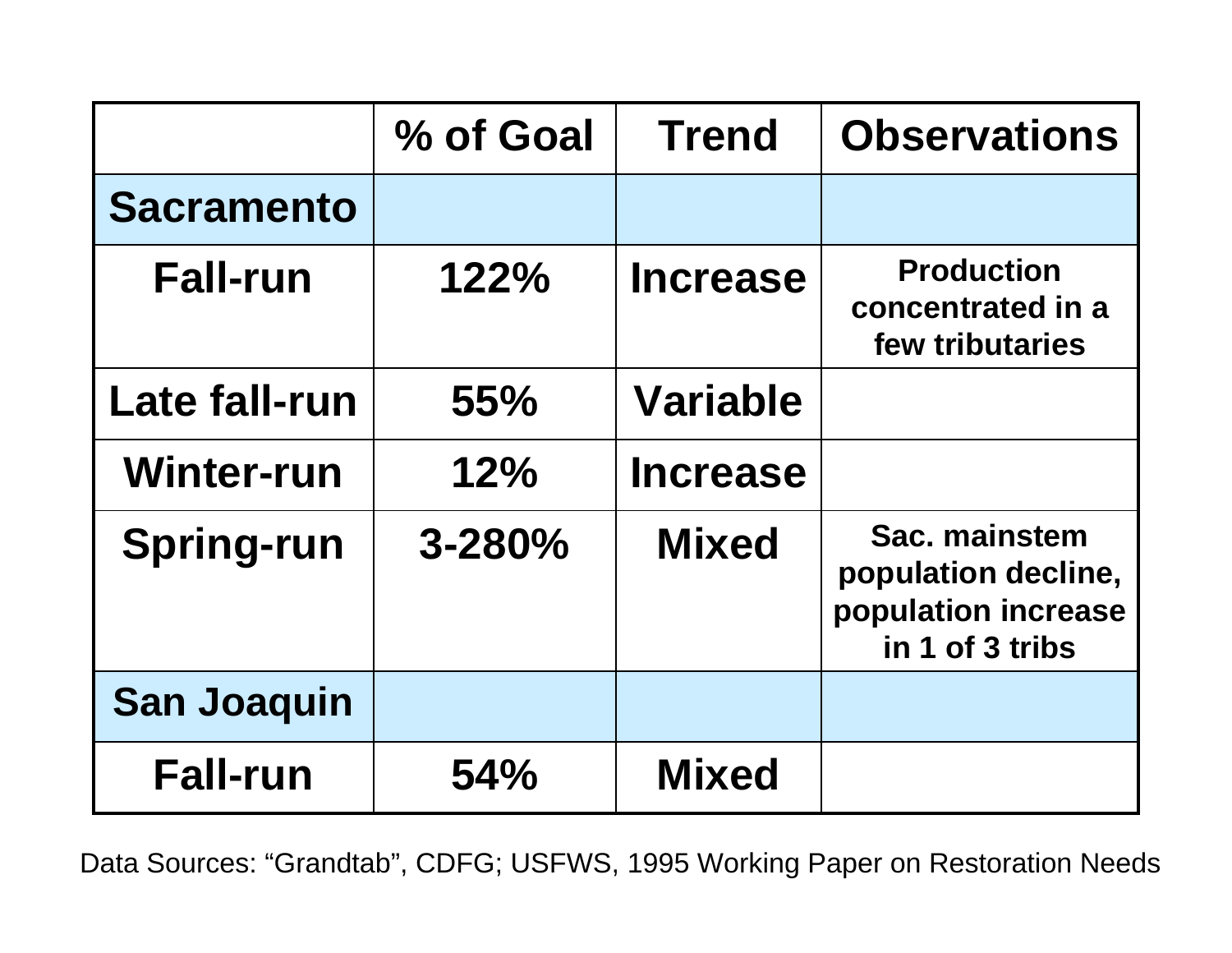| | % of Goal | Trend | Observations |
|---|---|---|---|
| **Sacramento** | | | |
| **Fall-run** | **122%** | **Increase** | **Production concentrated in a few tributaries** |
| **Late fall-run** | **55%** | **Variable** | |
| **Winter-run** | **12%** | **Increase** | |
| **Spring-run** | **3-280%** | **Mixed** | **Sac. mainstem population decline, population increase in 1 of 3 tribs** |
| **San Joaquin** | | | |
| **Fall-run** | **54%** | **Mixed** | |

Data Sources: "Grandtab", CDFG; USFWS, 1995 Working Paper on Restoration Needs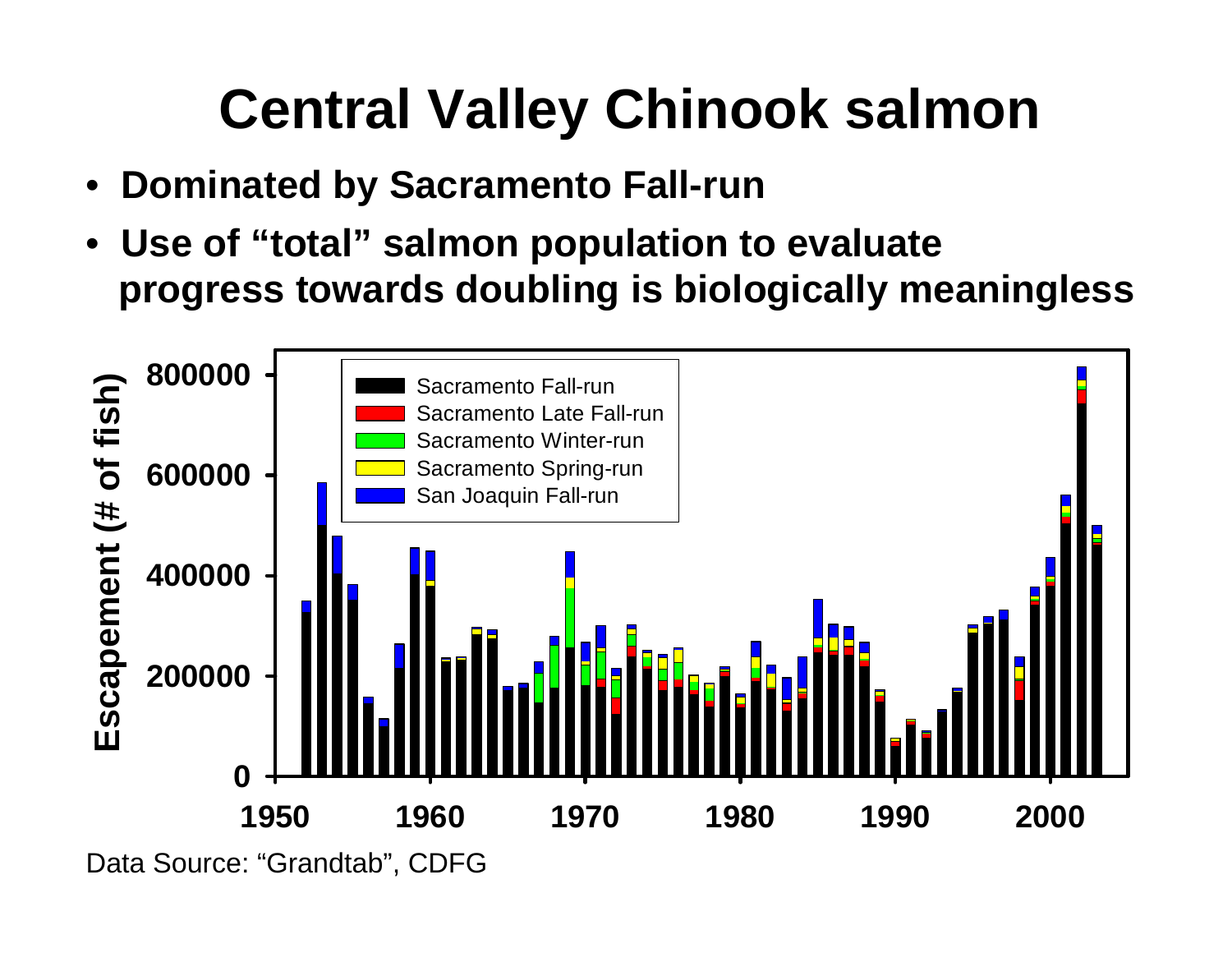# Central Valley Chinook salmon

- **Dominated by Sacramento Fall-run**
- **Use of "total" salmon population to evaluate progress towards doubling is biologically meaningless**

Data Source: "Grandtab", CDFG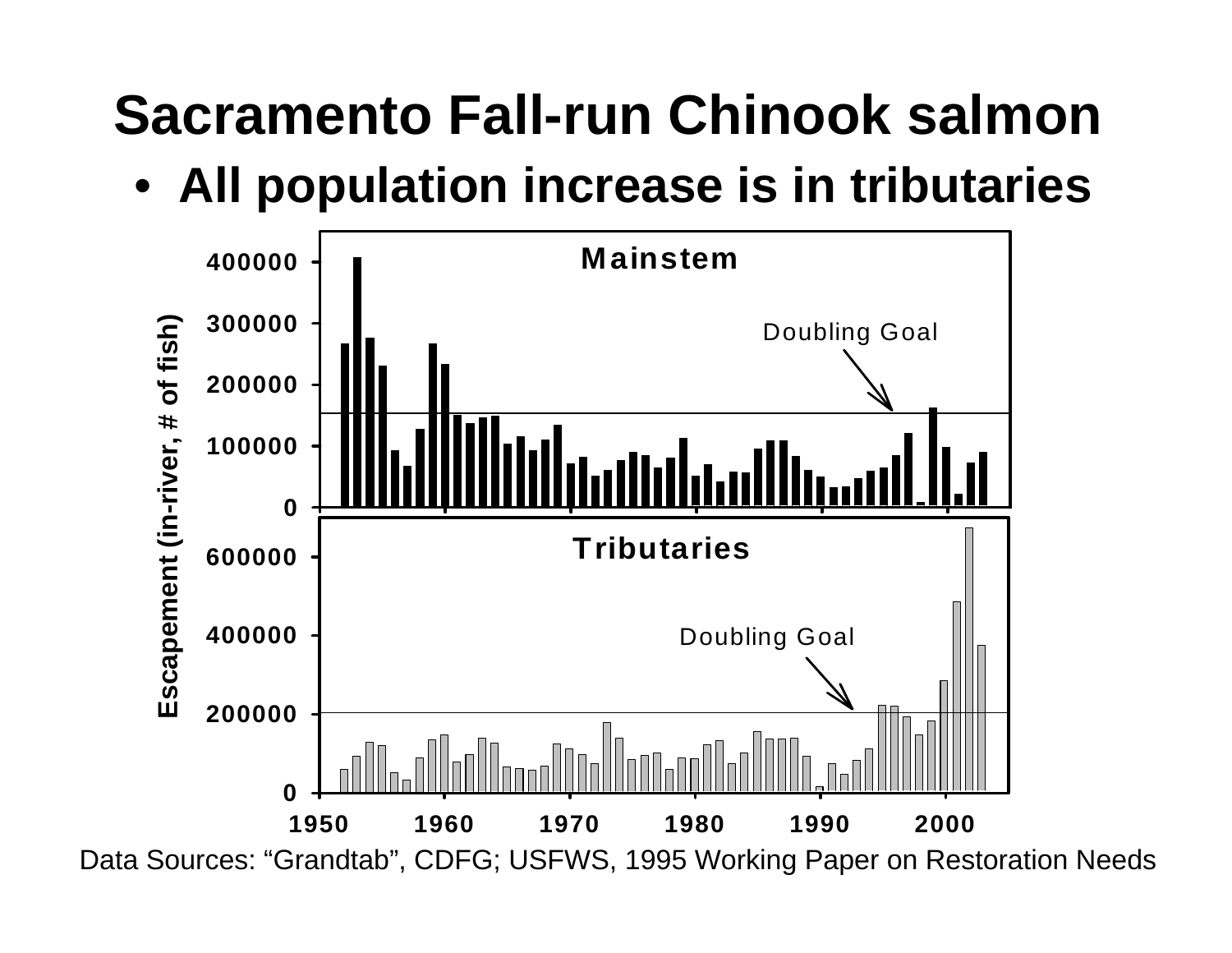# Sacramento Fall-run Chinook salmon

- **All population increase is in tributaries**

Data Sources: "Grandtab", CDFG; USFWS, 1995 Working Paper on Restoration Needs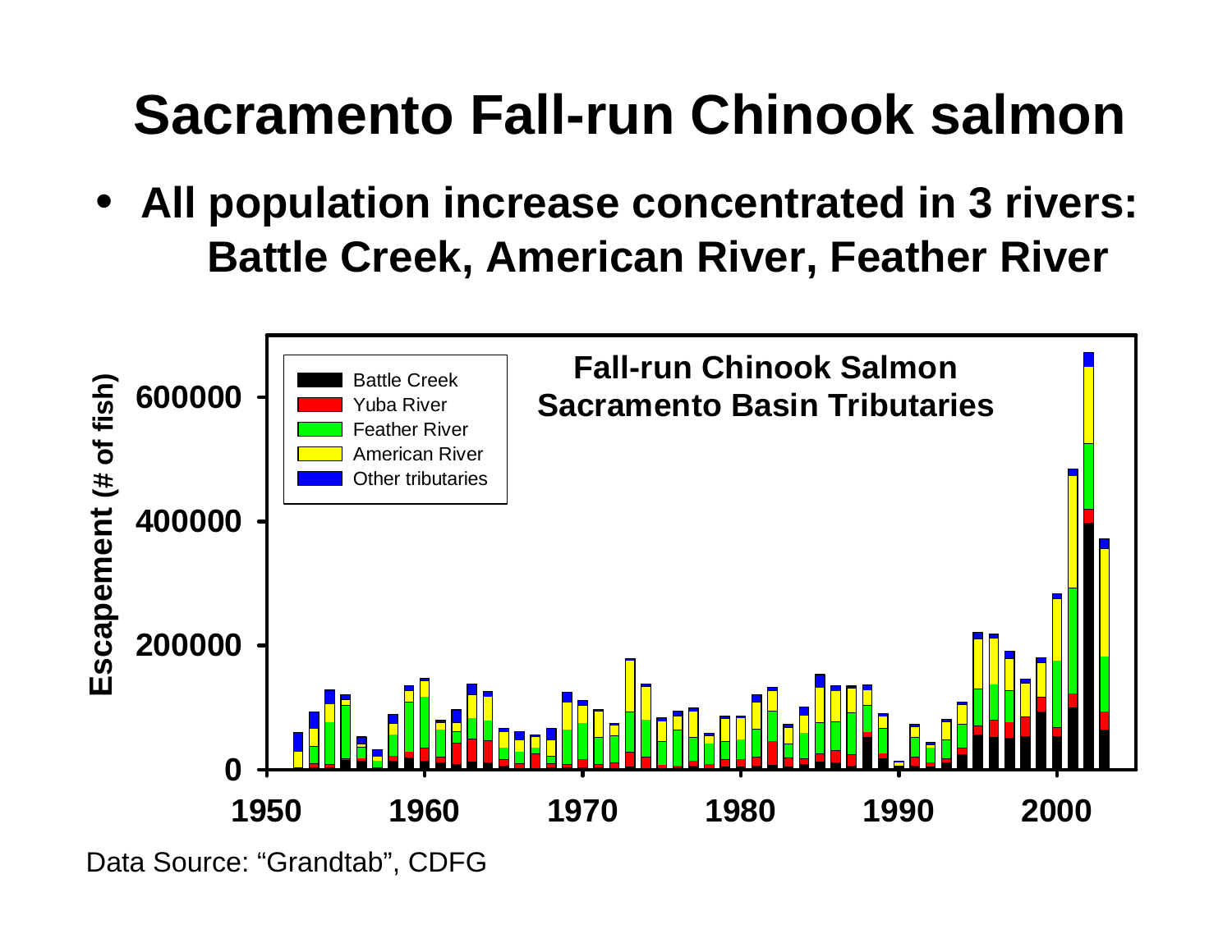# Sacramento Fall-run Chinook salmon

- **All population increase concentrated in 3 rivers: Battle Creek, American River, Feather River**

Data Source: “Grandtab”, CDFG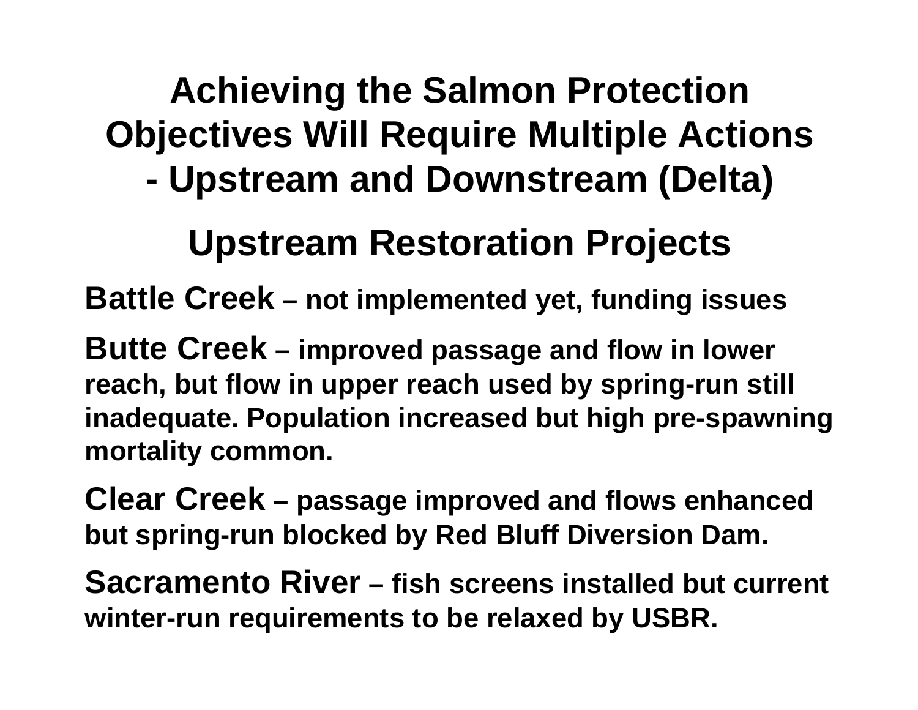# Achieving the Salmon Protection Objectives Will Require Multiple Actions - Upstream and Downstream (Delta)

## Upstream Restoration Projects

**Battle Creek – not implemented yet, funding issues**

**Butte Creek – improved passage and flow in lower reach, but flow in upper reach used by spring-run still inadequate. Population increased but high pre-spawning mortality common.**

**Clear Creek – passage improved and flows enhanced but spring-run blocked by Red Bluff Diversion Dam.**

**Sacramento River – fish screens installed but current winter-run requirements to be relaxed by USBR.**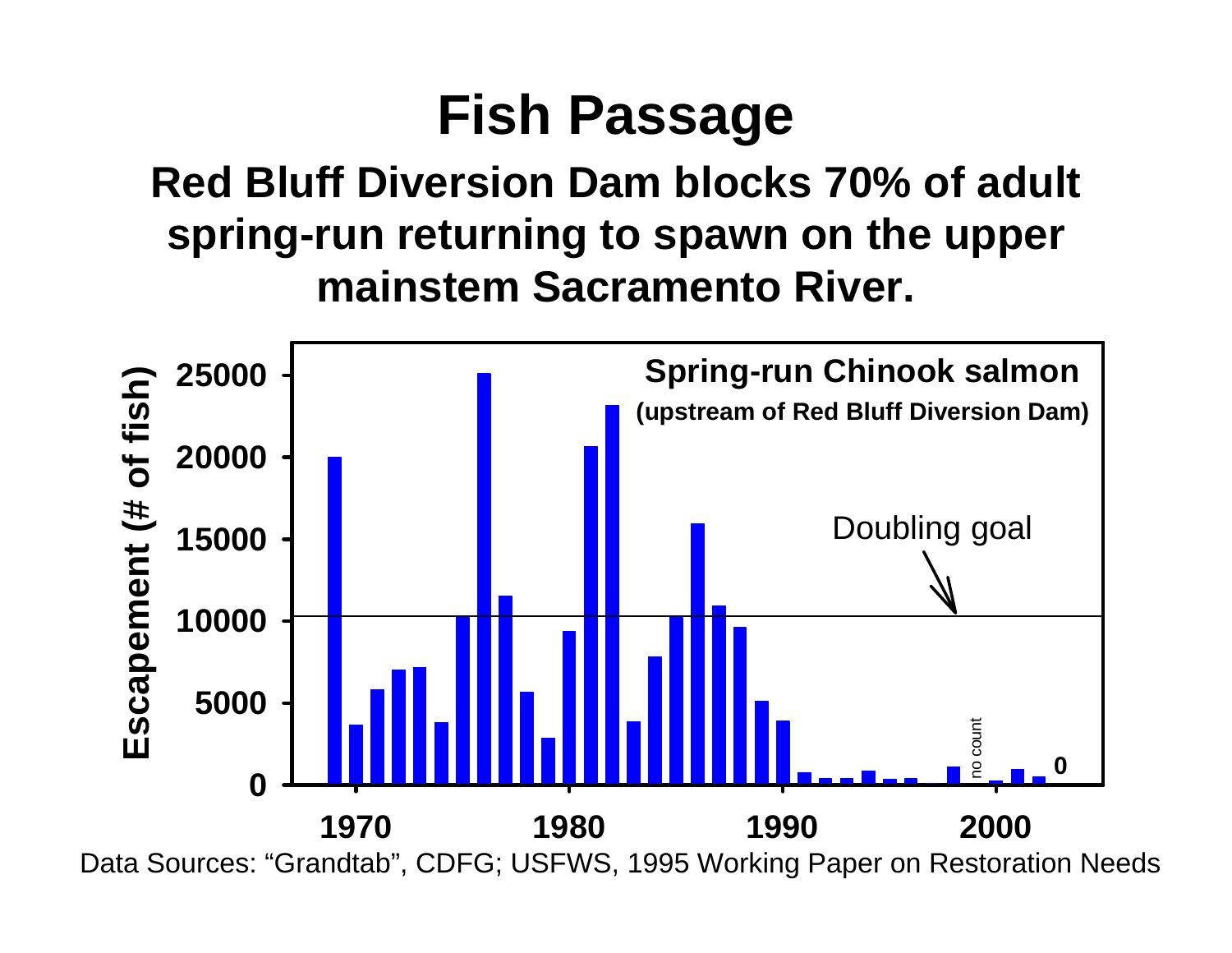# Fish Passage

## Red Bluff Diversion Dam blocks 70% of adult spring-run returning to spawn on the upper mainstem Sacramento River.

**Spring-run Chinook salmon**
**(upstream of Red Bluff Diversion Dam)**

Escapement (# of fish)

Doubling goal

no count

0

Data Sources: "Grandtab", CDFG; USFWS, 1995 Working Paper on Restoration Needs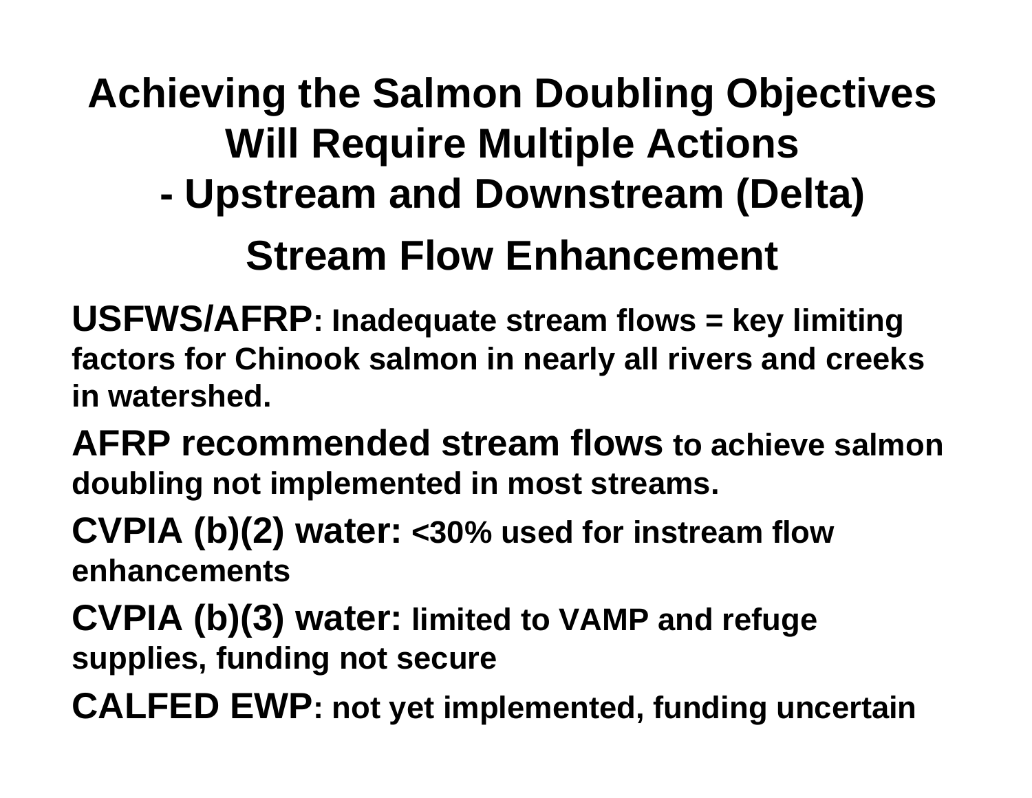# Achieving the Salmon Doubling Objectives Will Require Multiple Actions - Upstream and Downstream (Delta)

## Stream Flow Enhancement

**USFWS/AFRP: Inadequate stream flows = key limiting factors for Chinook salmon in nearly all rivers and creeks in watershed.**

**AFRP recommended stream flows to achieve salmon doubling not implemented in most streams.**

**CVPIA (b)(2) water: <30% used for instream flow enhancements**

**CVPIA (b)(3) water: limited to VAMP and refuge supplies, funding not secure**

**CALFED EWP: not yet implemented, funding uncertain**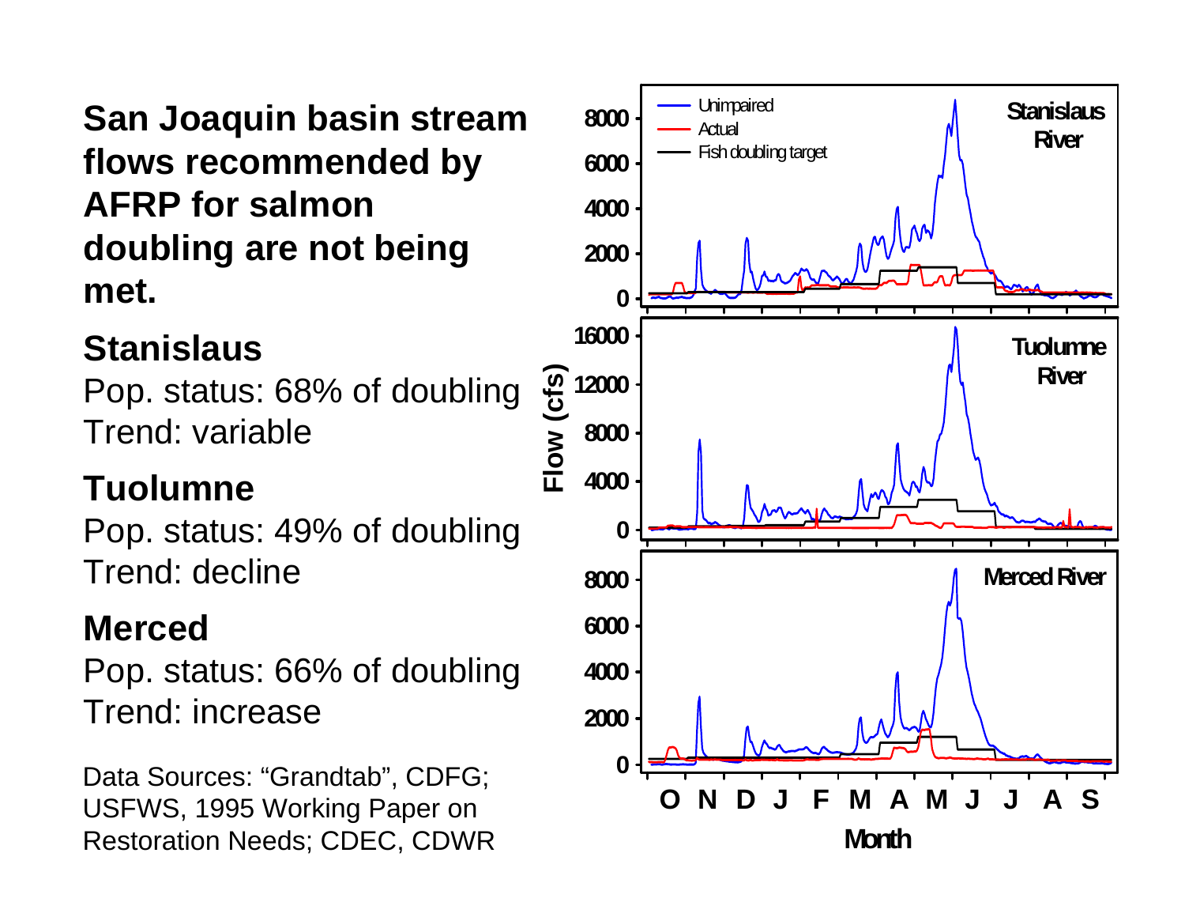**San Joaquin basin stream flows recommended by AFRP for salmon doubling are not being met.**

**Stanislaus**

Pop. status: 68% of doubling
Trend: variable

**Tuolumne**

Pop. status: 49% of doubling
Trend: decline

**Merced**

Pop. status: 66% of doubling
Trend: increase

Data Sources: "Grandtab", CDFG; USFWS, 1995 Working Paper on Restoration Needs; CDEC, CDWR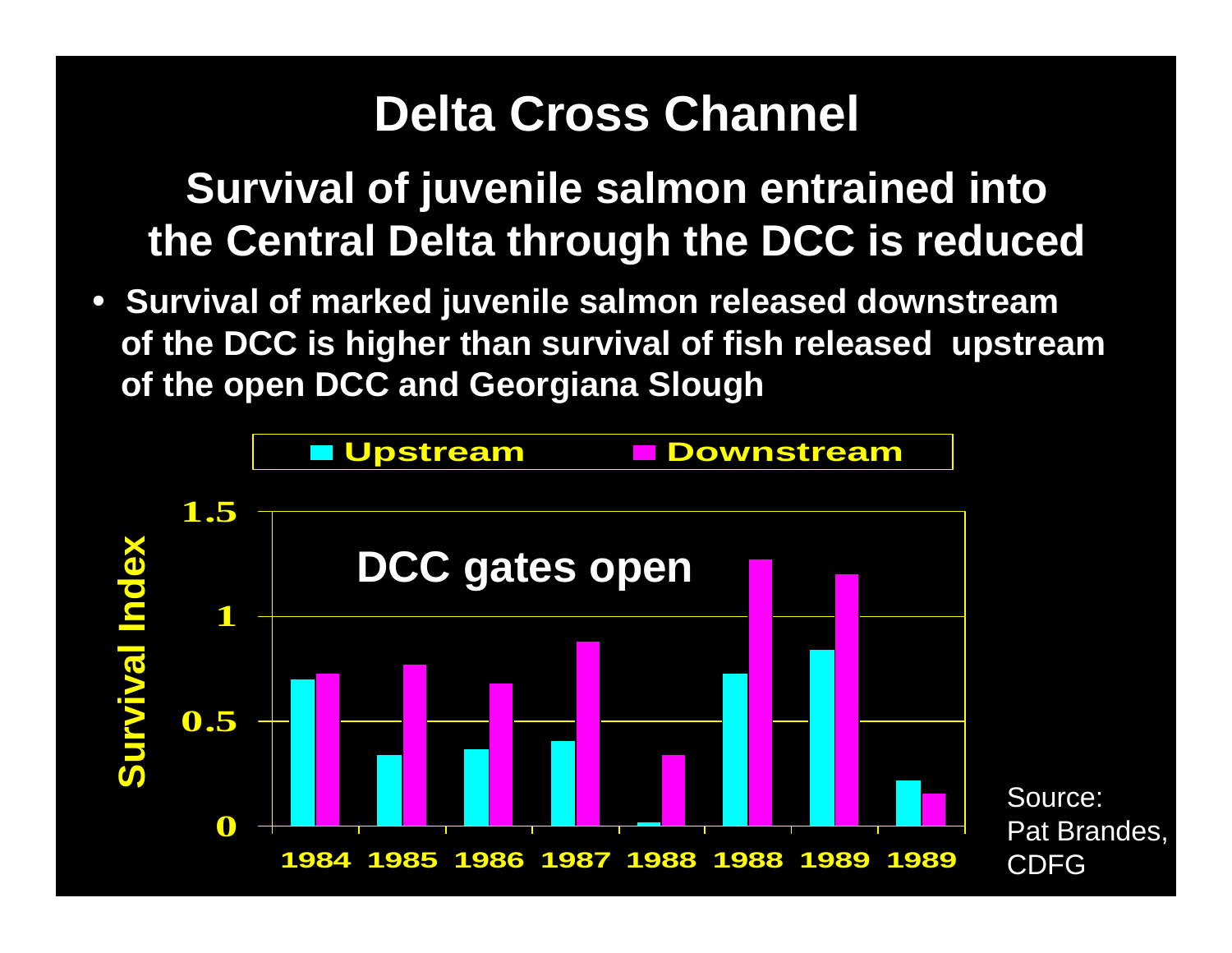# Delta Cross Channel

## Survival of juvenile salmon entrained into the Central Delta through the DCC is reduced

- **Survival of marked juvenile salmon released downstream of the DCC is higher than survival of fish released upstream of the open DCC and Georgiana Slough**

**DCC gates open**

Legend: Upstream, Downstream

Survival Index (y-axis: 0, 0.5, 1, 1.5)

X-axis: 1984, 1985, 1986, 1987, 1988, 1988, 1989, 1989

Source: Pat Brandes, CDFG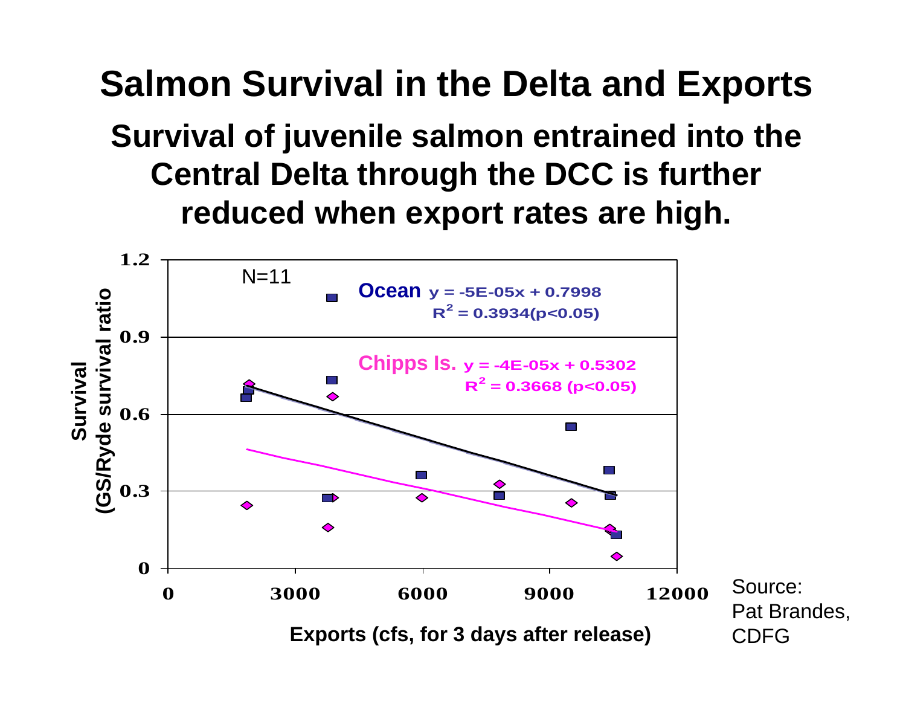# Salmon Survival in the Delta and Exports

## Survival of juvenile salmon entrained into the Central Delta through the DCC is further reduced when export rates are high.

N=11

**Ocean** $y = -5E-05x + 0.7998$
$R^2 = 0.3934 (p<0.05)$

**Chipps Is.** $y = -4E-05x + 0.5302$
$R^2 = 0.3668 (p<0.05)$

Survival (GS/Ryde survival ratio)

Exports (cfs, for 3 days after release)

Source: Pat Brandes, CDFG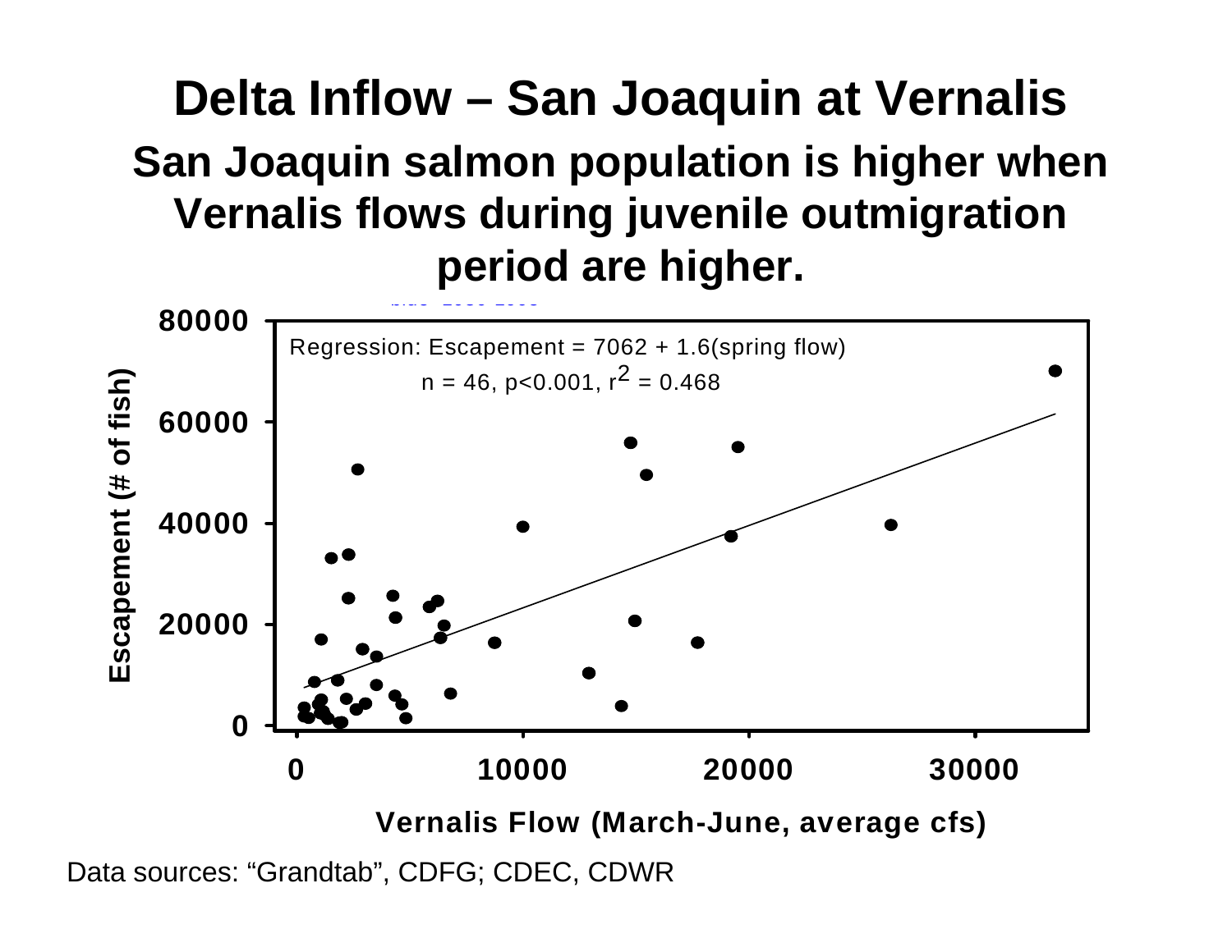# Delta Inflow – San Joaquin at Vernalis

## San Joaquin salmon population is higher when Vernalis flows during juvenile outmigration period are higher.

Regression: Escapement = 7062 + 1.6(spring flow)

n = 46, $p<0.001$, $r^2 = 0.468$

Escapement (# of fish)

Vernalis Flow (March-June, average cfs)

Data sources: "Grandtab", CDFG; CDEC, CDWR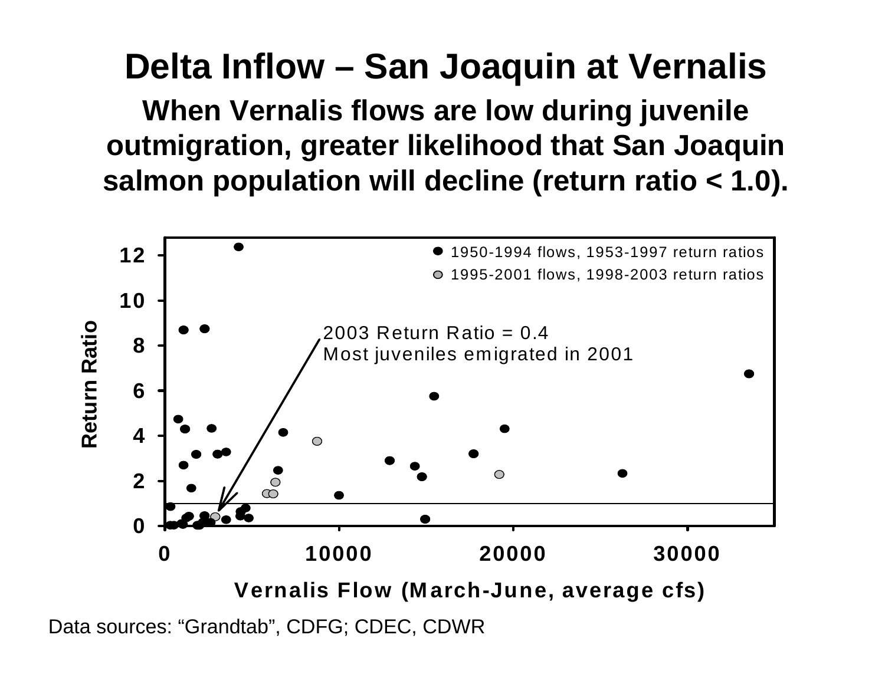# Delta Inflow – San Joaquin at Vernalis

**When Vernalis flows are low during juvenile outmigration, greater likelihood that San Joaquin salmon population will decline (return ratio < 1.0).**

Data sources: "Grandtab", CDFG; CDEC, CDWR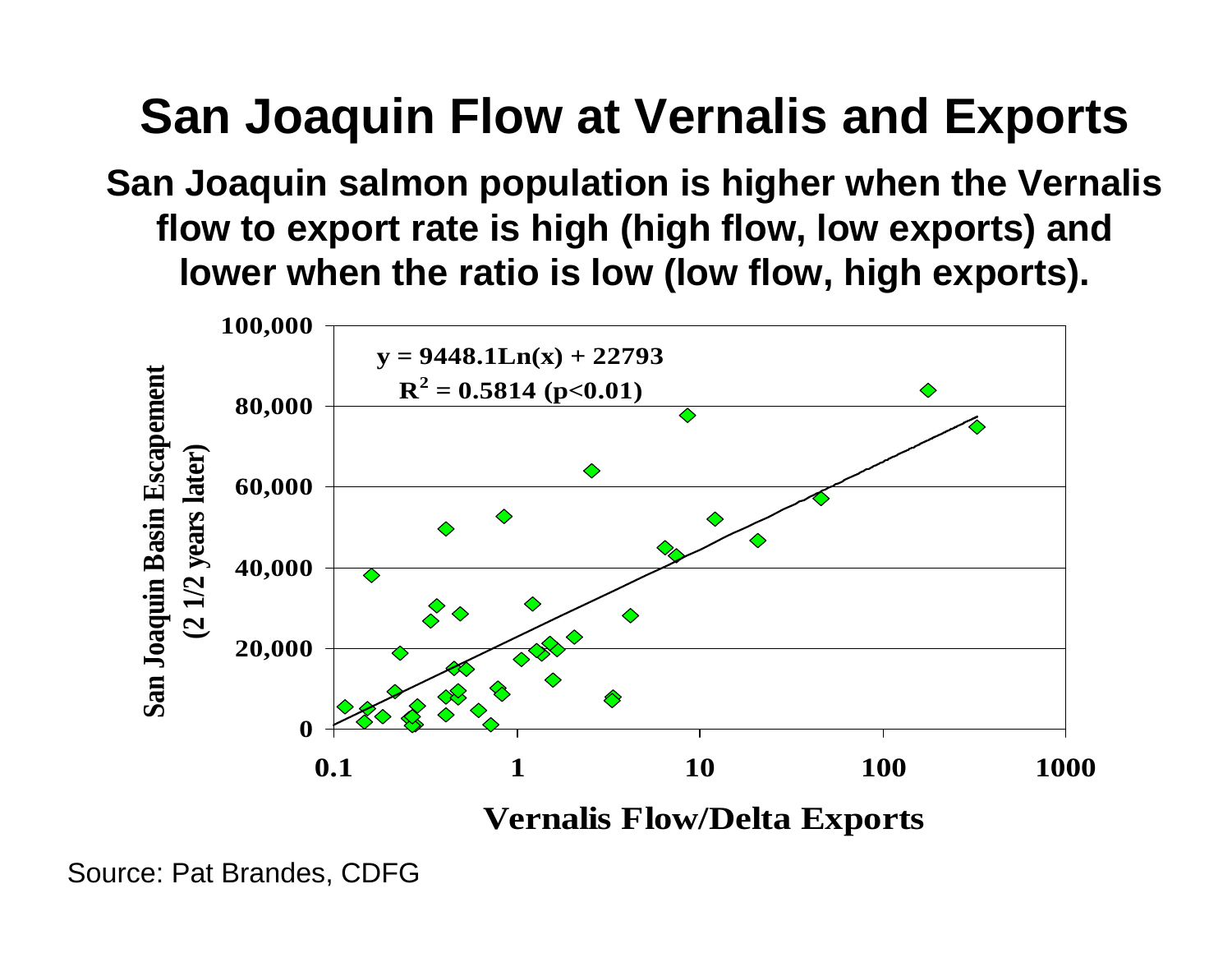# San Joaquin Flow at Vernalis and Exports

**San Joaquin salmon population is higher when the Vernalis flow to export rate is high (high flow, low exports) and lower when the ratio is low (low flow, high exports).**

$y = 9448.1\ln(x) + 22793$

$R^2 = 0.5814$ ($p<0.01$)

San Joaquin Basin Escapement (2 1/2 years later)

Vernalis Flow/Delta Exports

Source: Pat Brandes, CDFG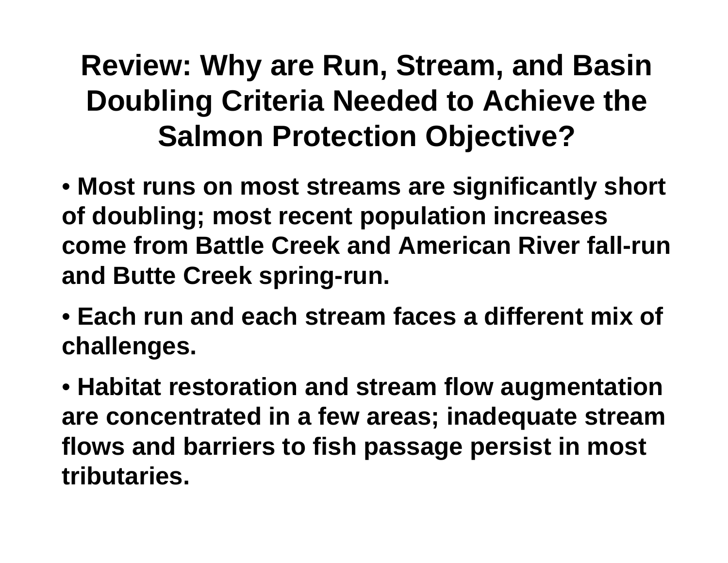# Review: Why are Run, Stream, and Basin Doubling Criteria Needed to Achieve the Salmon Protection Objective?

- **Most runs on most streams are significantly short of doubling; most recent population increases come from Battle Creek and American River fall-run and Butte Creek spring-run.**
- **Each run and each stream faces a different mix of challenges.**
- **Habitat restoration and stream flow augmentation are concentrated in a few areas; inadequate stream flows and barriers to fish passage persist in most tributaries.**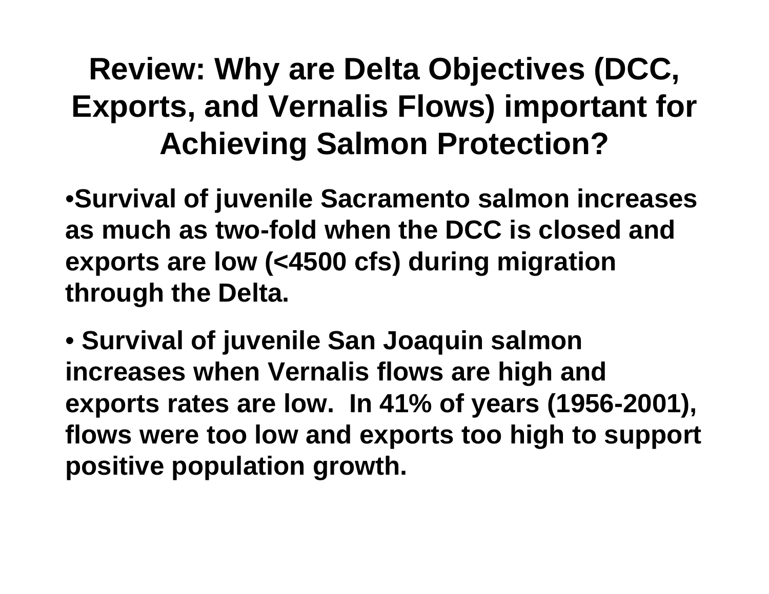# Review: Why are Delta Objectives (DCC, Exports, and Vernalis Flows) important for Achieving Salmon Protection?

- **Survival of juvenile Sacramento salmon increases as much as two-fold when the DCC is closed and exports are low (<4500 cfs) during migration through the Delta.**

- **Survival of juvenile San Joaquin salmon increases when Vernalis flows are high and exports rates are low. In 41% of years (1956-2001), flows were too low and exports too high to support positive population growth.**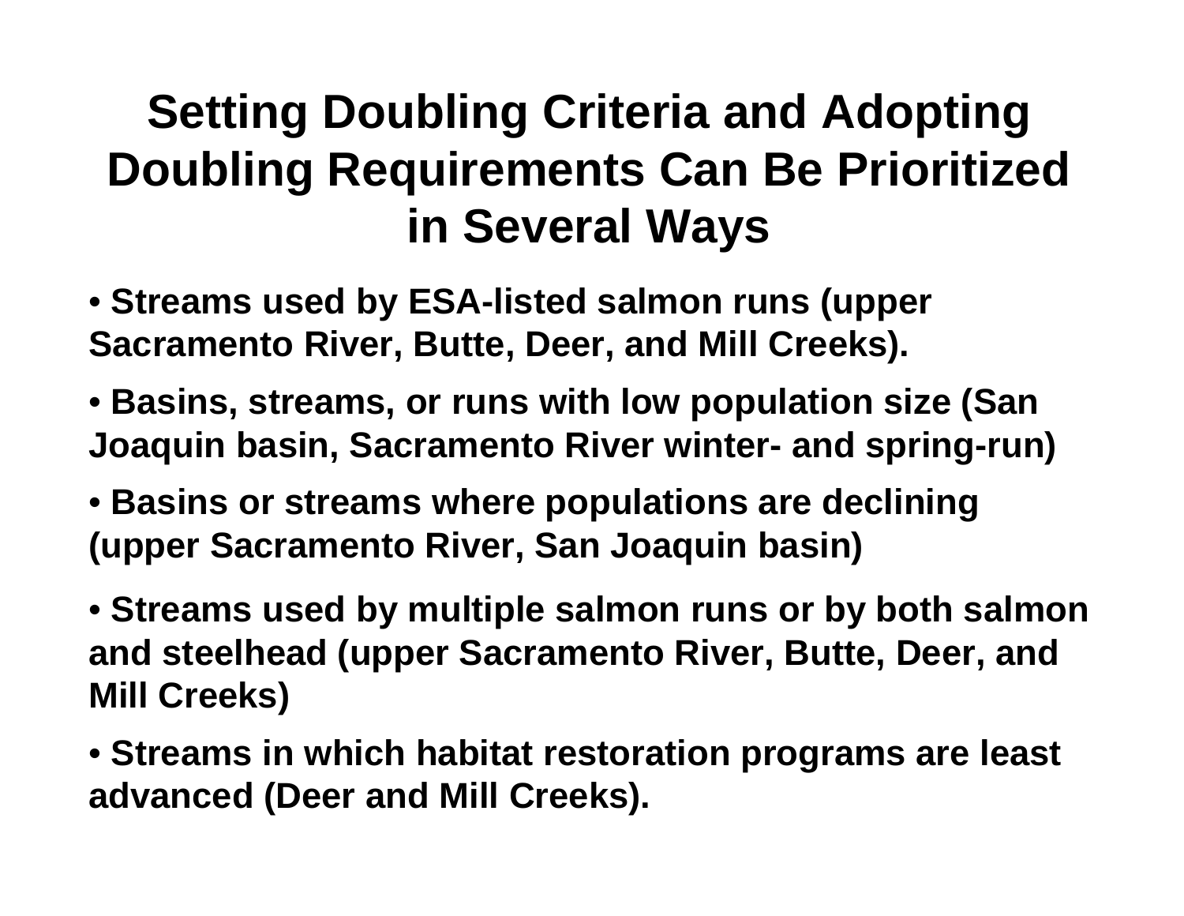# Setting Doubling Criteria and Adopting Doubling Requirements Can Be Prioritized in Several Ways

- **Streams used by ESA-listed salmon runs (upper Sacramento River, Butte, Deer, and Mill Creeks).**
- **Basins, streams, or runs with low population size (San Joaquin basin, Sacramento River winter- and spring-run)**
- **Basins or streams where populations are declining (upper Sacramento River, San Joaquin basin)**
- **Streams used by multiple salmon runs or by both salmon and steelhead (upper Sacramento River, Butte, Deer, and Mill Creeks)**
- **Streams in which habitat restoration programs are least advanced (Deer and Mill Creeks).**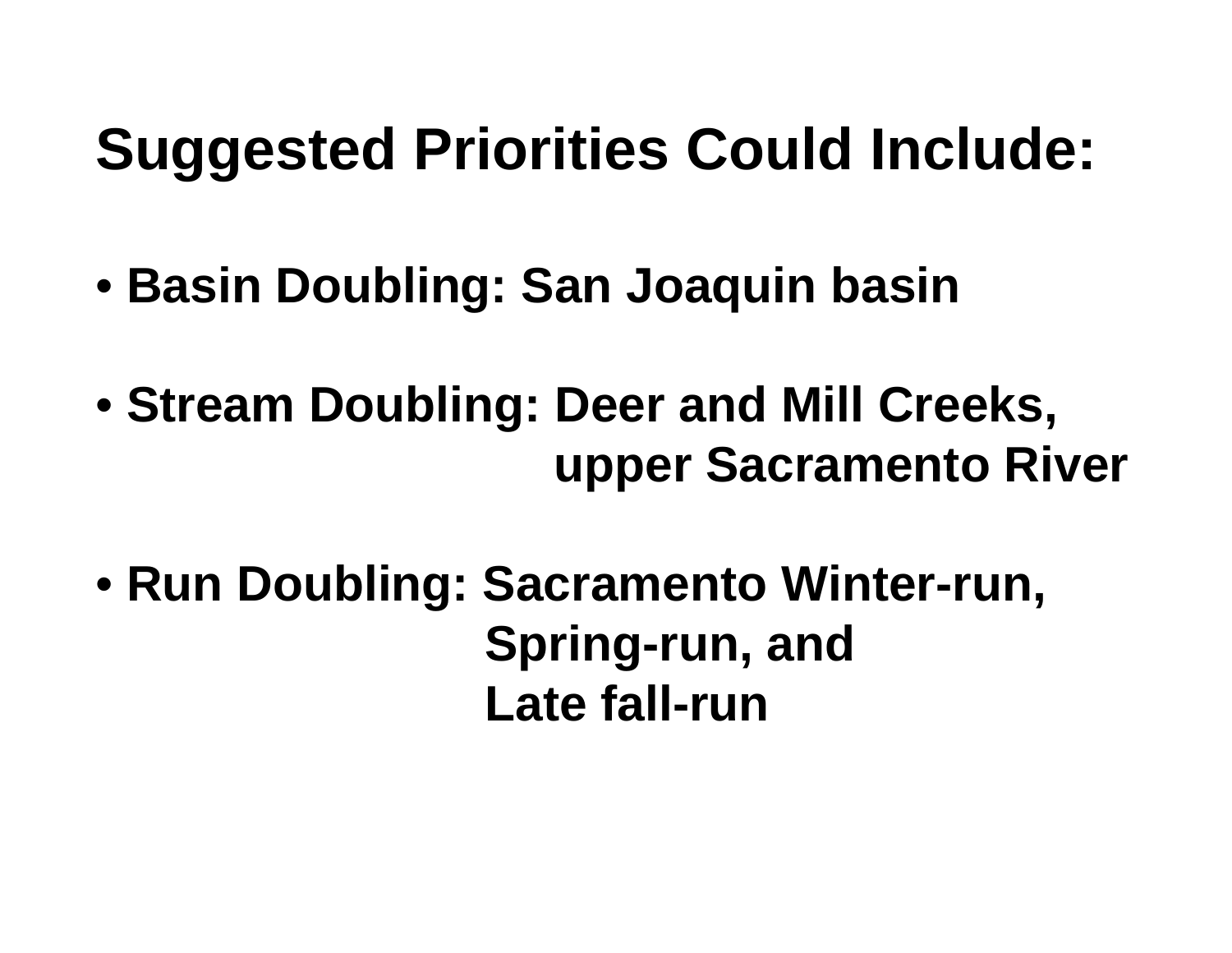# Suggested Priorities Could Include:

- **Basin Doubling: San Joaquin basin**
- **Stream Doubling: Deer and Mill Creeks, upper Sacramento River**
- **Run Doubling: Sacramento Winter-run, Spring-run, and Late fall-run**